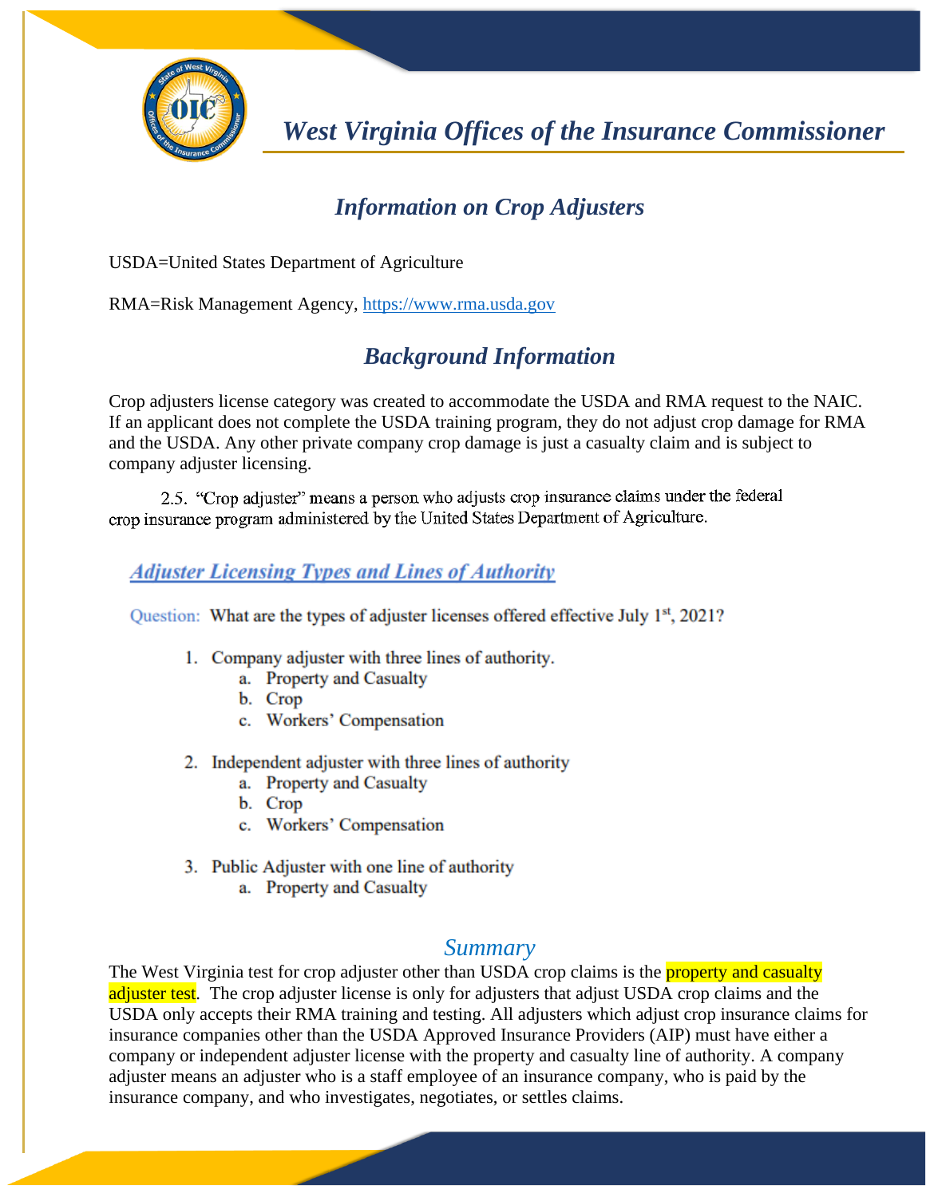# West Virginia Offices of the Insurance Commissioner

## Information on Crop Adjusters

USDA=United States Department of Agriculture

RMA=Risk Management Agency, https://www.rma.usda.gov

## Background Information

Crop adjusters license category was created to accommodate the USDA and RMA request to the NAIC. If an applicant does not complete the USDA training program, they do not adjust crop damage for RMA and the USDA. Any other private company crop damage is just a casualty claim and is subject to company adjuster licensing.

2.5. "Crop adjuster" means a person who adjusts crop insurance claims under the federal crop insurance program administered by the United States Department of Agriculture.

### Adjuster Licensing Types and Lines of Authority

Question: What are the types of adjuster licenses offered effective July 1st, 2021?

1. Company adjuster with three lines of authority.
   a. Property and Casualty
   b. Crop
   c. Workers' Compensation
2. Independent adjuster with three lines of authority
   a. Property and Casualty
   b. Crop
   c. Workers' Compensation
3. Public Adjuster with one line of authority
   a. Property and Casualty

## Summary

The West Virginia test for crop adjuster other than USDA crop claims is the property and casualty adjuster test. The crop adjuster license is only for adjusters that adjust USDA crop claims and the USDA only accepts their RMA training and testing. All adjusters which adjust crop insurance claims for insurance companies other than the USDA Approved Insurance Providers (AIP) must have either a company or independent adjuster license with the property and casualty line of authority. A company adjuster means an adjuster who is a staff employee of an insurance company, who is paid by the insurance company, and who investigates, negotiates, or settles claims.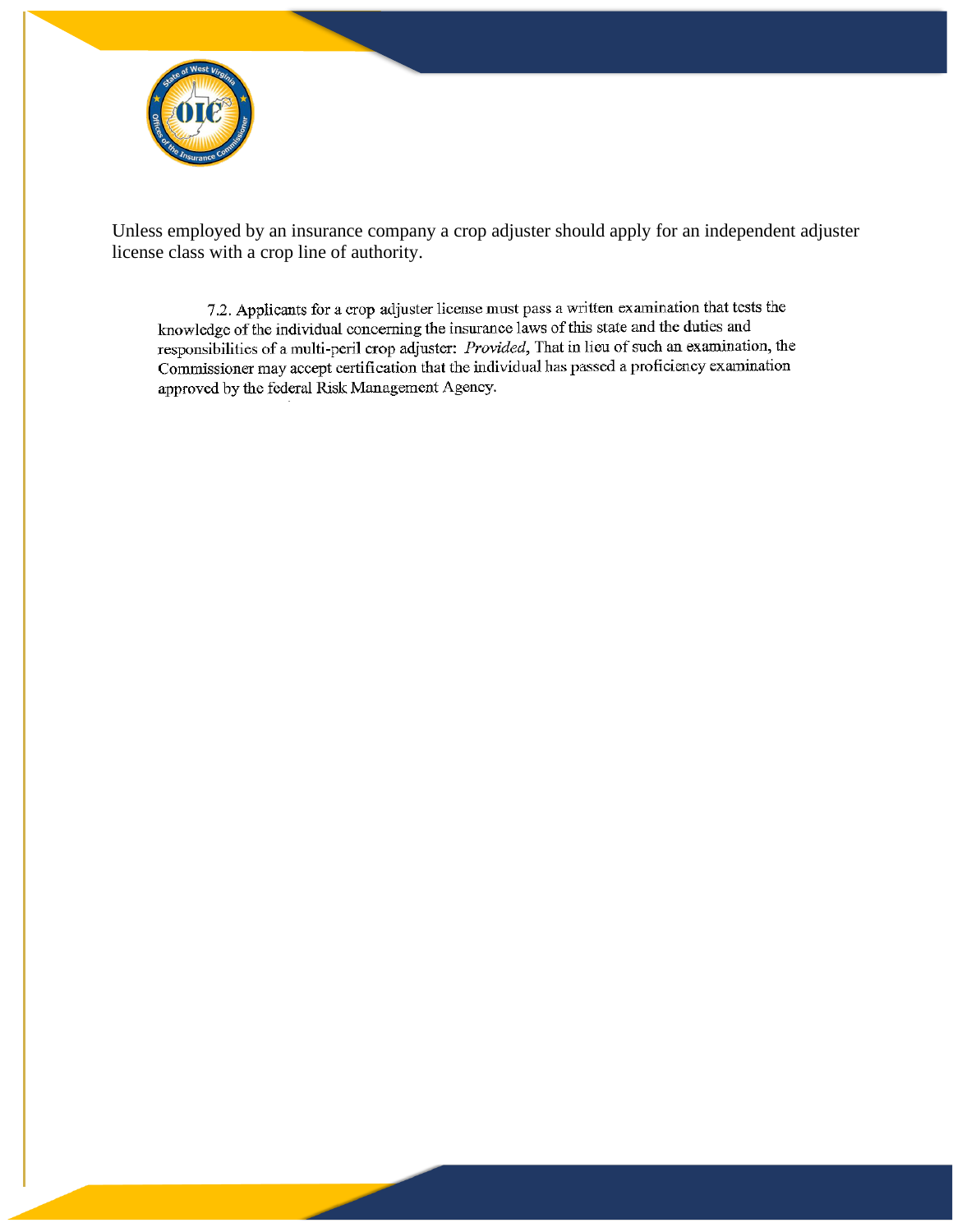Unless employed by an insurance company a crop adjuster should apply for an independent adjuster license class with a crop line of authority.

> 7.2. Applicants for a crop adjuster license must pass a written examination that tests the knowledge of the individual concerning the insurance laws of this state and the duties and responsibilities of a multi-peril crop adjuster: *Provided*, That in lieu of such an examination, the Commissioner may accept certification that the individual has passed a proficiency examination approved by the federal Risk Management Agency.